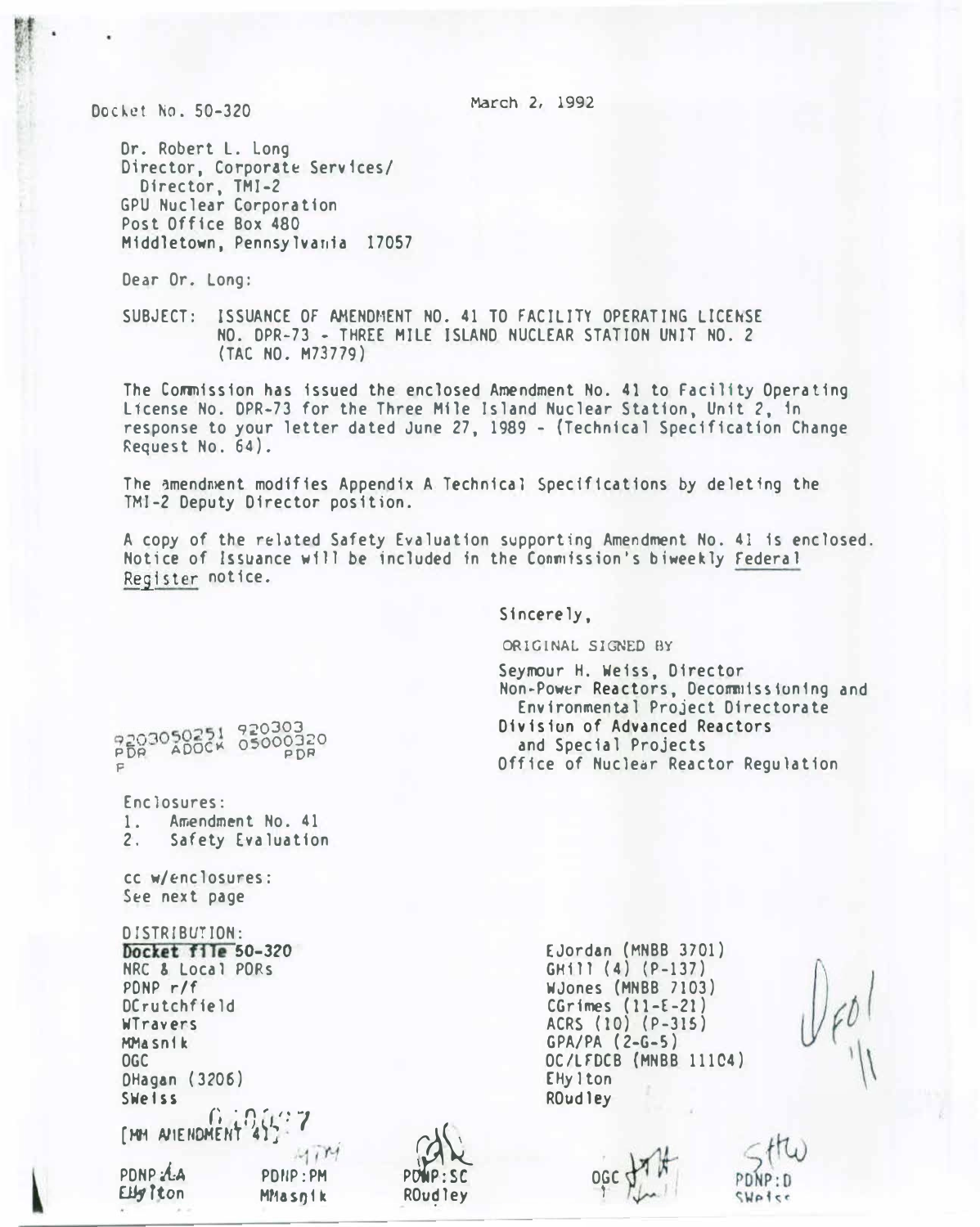Docket No. 50-320

March 2, 1992

Dr. Robert L. Long
Director, Corporate Services/
Director, TMI-2
GPU Nuclear Corporation
Post Office Box 480
Middletown, Pennsylvania 17057

Dear Dr. Long:

SUBJECT: ISSUANCE OF AMENDMENT NO. 41 TO FACILITY OPERATING LICENSE NO. DPR-73 - THREE MILE ISLAND NUCLEAR STATION UNIT NO. 2 (TAC NO. M73779)

The Commission has issued the enclosed Amendment No. 41 to Facility Operating License No. DPR-73 for the Three Mile Island Nuclear Station, Unit 2, in response to your letter dated June 27, 1989 - (Technical Specification Change Request No. 64).

The amendment modifies Appendix A Technical Specifications by deleting the TMI-2 Deputy Director position.

A copy of the related Safety Evaluation supporting Amendment No. 41 is enclosed. Notice of Issuance will be included in the Commission's biweekly Federal Register notice.

Sincerely,

ORIGINAL SIGNED BY

Seymour H. Weiss, Director
Non-Power Reactors, Decommissioning and Environmental Project Directorate
Division of Advanced Reactors and Special Projects
Office of Nuclear Reactor Regulation

9203050251 920303
PDR ADOCK 05000320
P PDR

Enclosures:
1. Amendment No. 41
2. Safety Evaluation

cc w/enclosures:
See next page

DISTRIBUTION:
**Docket file 50-320**
NRC & Local PDRs
PDNP r/f
DCrutchfield
WTravers
MMasnik
OGC
DHagan (3206)
SWeiss
EJordan (MNBB 3701)
GHill (4) (P-137)
WJones (MNBB 7103)
CGrimes (11-E-21)
ACRS (10) (P-315)
GPA/PA (2-G-5)
OC/LFDCB (MNBB 11104)
EHylton
ROudley

[MM AMENDMENT 41]

| PDNP:LA | PDNP:PM | PDNP:SC | OGC | PDNP:D |
|---|---|---|---|---|
| EHylton | MMasnik | ROudley | | SWeiss |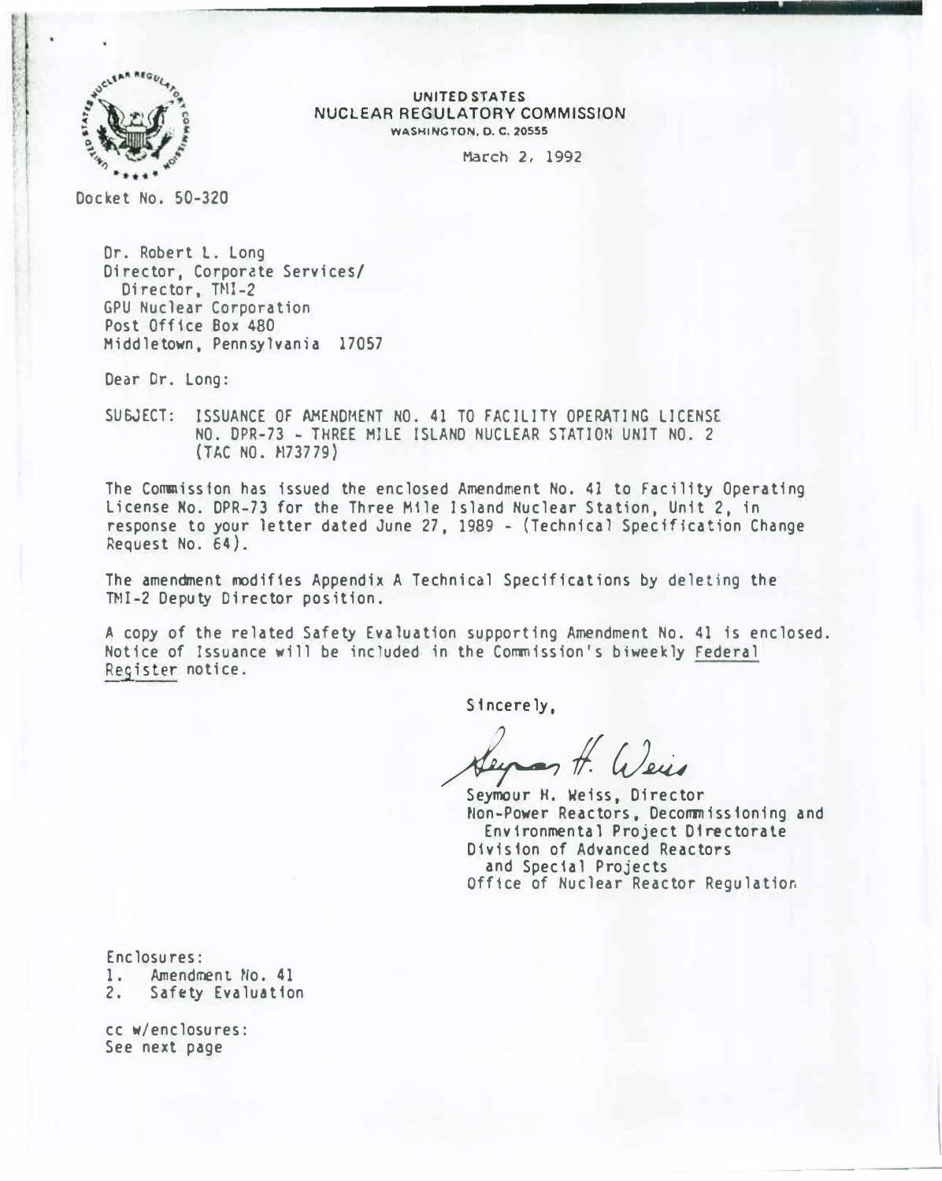UNITED STATES
NUCLEAR REGULATORY COMMISSION
WASHINGTON, D. C. 20555

March 2, 1992

Docket No. 50-320

Dr. Robert L. Long
Director, Corporate Services/
Director, TMI-2
GPU Nuclear Corporation
Post Office Box 480
Middletown, Pennsylvania 17057

Dear Dr. Long:

SUBJECT: ISSUANCE OF AMENDMENT NO. 41 TO FACILITY OPERATING LICENSE NO. DPR-73 - THREE MILE ISLAND NUCLEAR STATION UNIT NO. 2 (TAC NO. M73779)

The Commission has issued the enclosed Amendment No. 41 to Facility Operating License No. DPR-73 for the Three Mile Island Nuclear Station, Unit 2, in response to your letter dated June 27, 1989 - (Technical Specification Change Request No. 64).

The amendment modifies Appendix A Technical Specifications by deleting the TMI-2 Deputy Director position.

A copy of the related Safety Evaluation supporting Amendment No. 41 is enclosed. Notice of Issuance will be included in the Commission's biweekly Federal Register notice.

Sincerely,

Seymour H. Weiss

Seymour H. Weiss, Director
Non-Power Reactors, Decommissioning and Environmental Project Directorate
Division of Advanced Reactors and Special Projects
Office of Nuclear Reactor Regulation

Enclosures:
1. Amendment No. 41
2. Safety Evaluation

cc w/enclosures:
See next page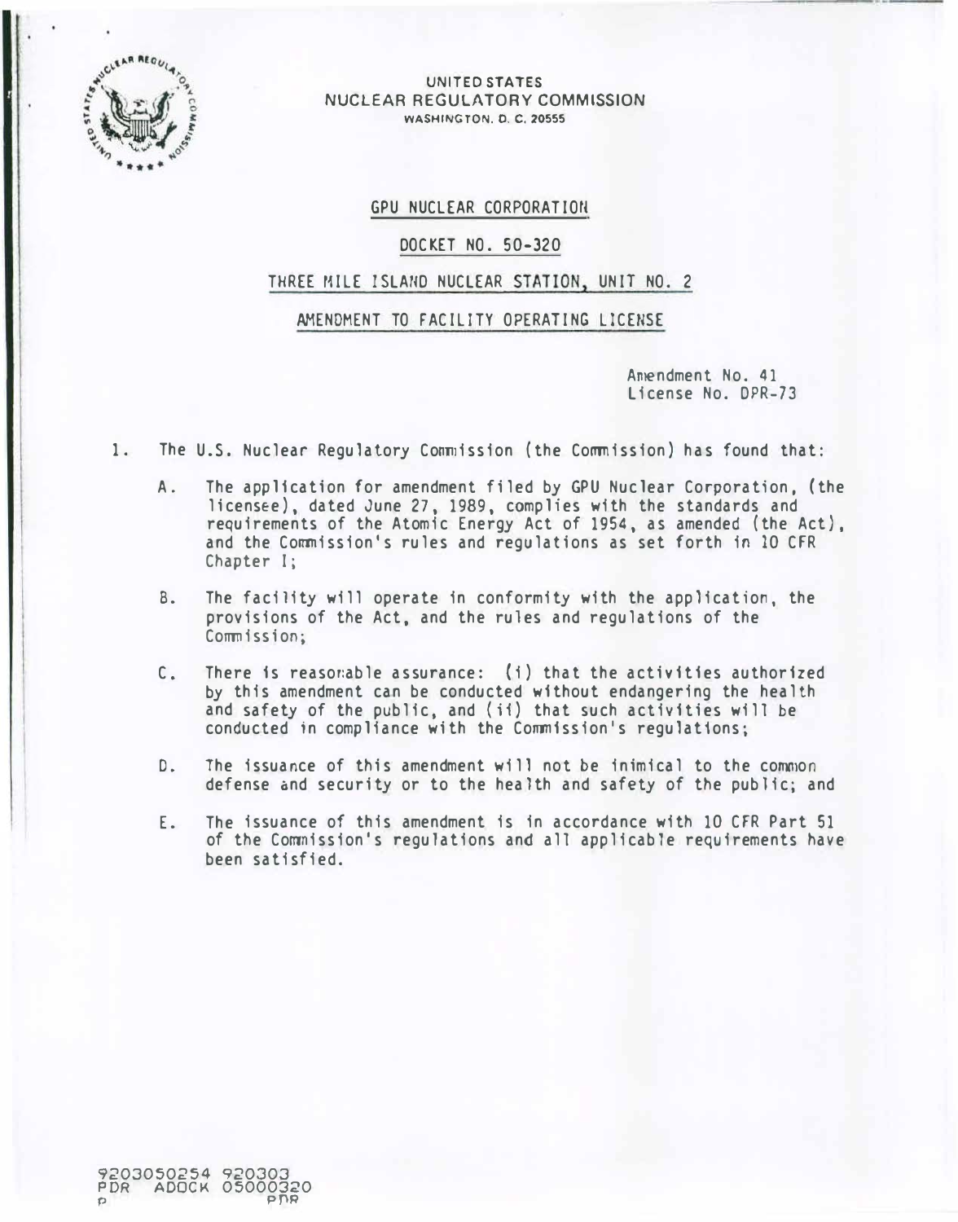UNITED STATES
NUCLEAR REGULATORY COMMISSION
WASHINGTON, D. C. 20555

GPU NUCLEAR CORPORATION

DOCKET NO. 50-320

THREE MILE ISLAND NUCLEAR STATION, UNIT NO. 2

AMENDMENT TO FACILITY OPERATING LICENSE

Amendment No. 41
License No. DPR-73

1. The U.S. Nuclear Regulatory Commission (the Commission) has found that:

   A. The application for amendment filed by GPU Nuclear Corporation, (the licensee), dated June 27, 1989, complies with the standards and requirements of the Atomic Energy Act of 1954, as amended (the Act), and the Commission's rules and regulations as set forth in 10 CFR Chapter I;

   B. The facility will operate in conformity with the application, the provisions of the Act, and the rules and regulations of the Commission;

   C. There is reasonable assurance: (i) that the activities authorized by this amendment can be conducted without endangering the health and safety of the public, and (ii) that such activities will be conducted in compliance with the Commission's regulations;

   D. The issuance of this amendment will not be inimical to the common defense and security or to the health and safety of the public; and

   E. The issuance of this amendment is in accordance with 10 CFR Part 51 of the Commission's regulations and all applicable requirements have been satisfied.

9203050254 920303
PDR ADOCK 05000320
P PDR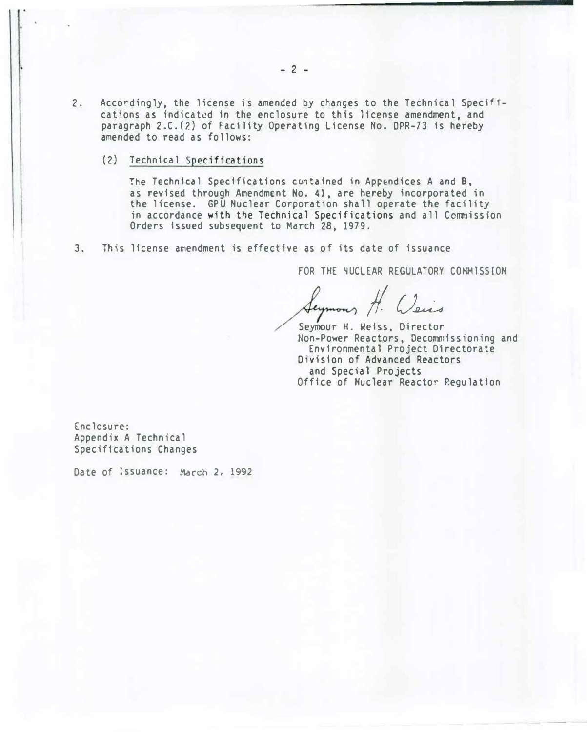2. Accordingly, the license is amended by changes to the Technical Specifications as indicated in the enclosure to this license amendment, and paragraph 2.C.(2) of Facility Operating License No. DPR-73 is hereby amended to read as follows:

   (2) Technical Specifications

   The Technical Specifications contained in Appendices A and B, as revised through Amendment No. 41, are hereby incorporated in the license. GPU Nuclear Corporation shall operate the facility in accordance with the Technical Specifications and all Commission Orders issued subsequent to March 28, 1979.

3. This license amendment is effective as of its date of issuance

FOR THE NUCLEAR REGULATORY COMMISSION

Seymour H. Weiss

Seymour H. Weiss, Director
Non-Power Reactors, Decommissioning and Environmental Project Directorate
Division of Advanced Reactors and Special Projects
Office of Nuclear Reactor Regulation

Enclosure:
Appendix A Technical Specifications Changes

Date of Issuance: March 2, 1992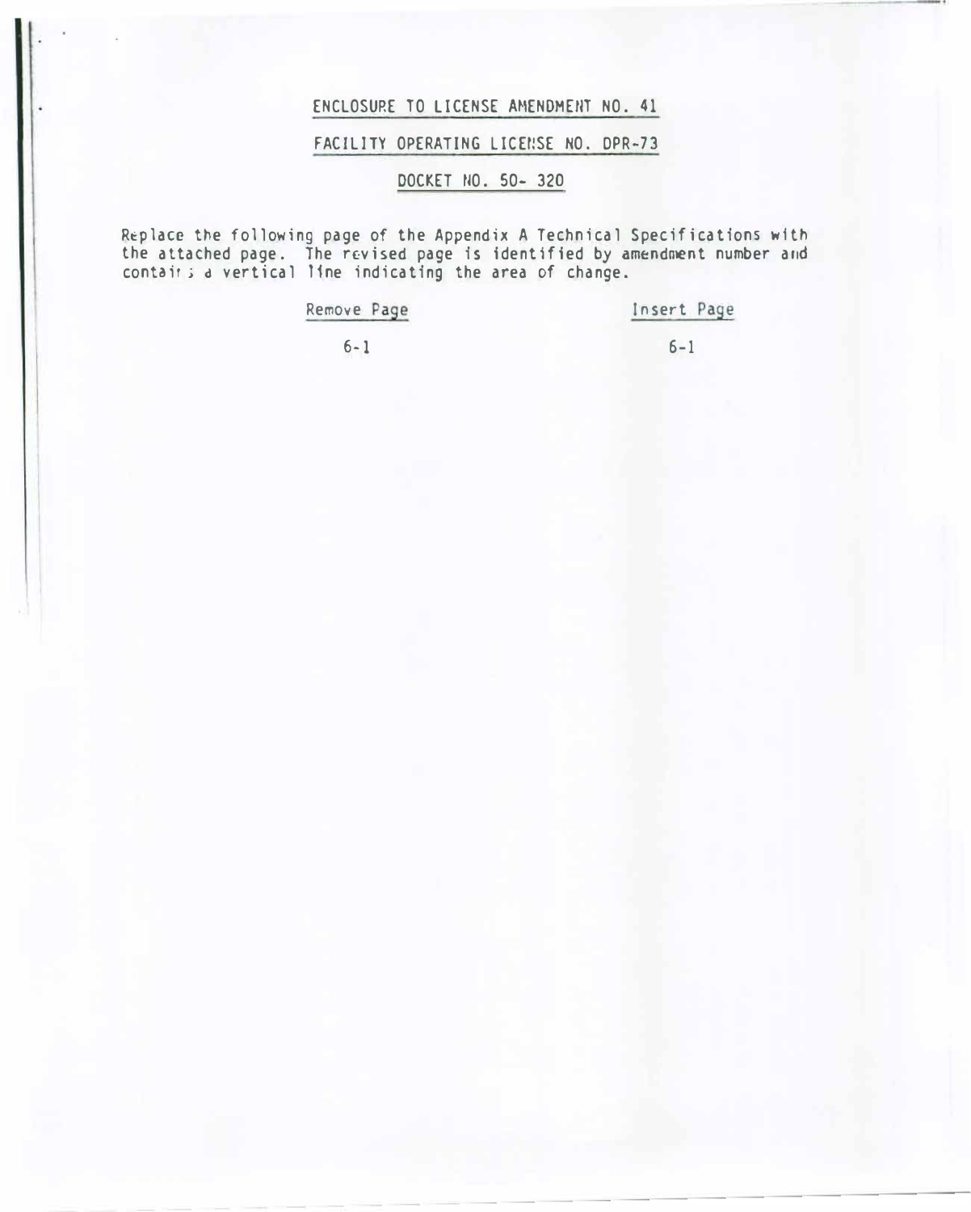ENCLOSURE TO LICENSE AMENDMENT NO. 41

FACILITY OPERATING LICENSE NO. DPR-73

DOCKET NO. 50- 320

Replace the following page of the Appendix A Technical Specifications with the attached page. The revised page is identified by amendment number and contains a vertical line indicating the area of change.

| Remove Page | Insert Page |
| --- | --- |
| 6-1 | 6-1 |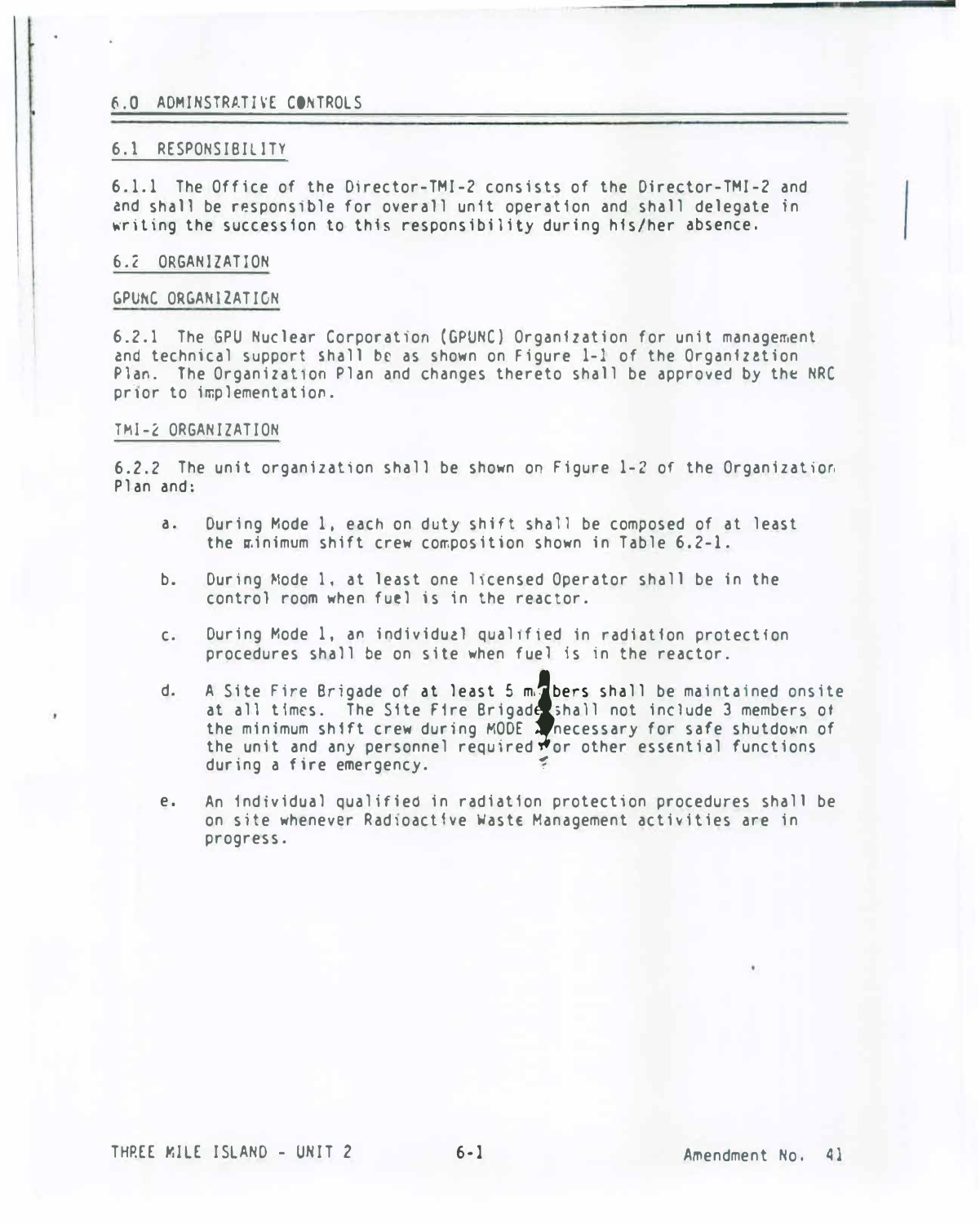## 6.0 ADMINSTRATIVE CONTROLS

### 6.1 RESPONSIBILITY

6.1.1 The Office of the Director-TMI-2 consists of the Director-TMI-2 and and shall be responsible for overall unit operation and shall delegate in writing the succession to this responsibility during his/her absence.

### 6.2 ORGANIZATION

#### GPUNC ORGANIZATION

6.2.1 The GPU Nuclear Corporation (GPUNC) Organization for unit management and technical support shall be as shown on Figure 1-1 of the Organization Plan. The Organization Plan and changes thereto shall be approved by the NRC prior to implementation.

#### TMI-2 ORGANIZATION

6.2.2 The unit organization shall be shown on Figure 1-2 of the Organization Plan and:

a. During Mode 1, each on duty shift shall be composed of at least the minimum shift crew composition shown in Table 6.2-1.

b. During Mode 1, at least one licensed Operator shall be in the control room when fuel is in the reactor.

c. During Mode 1, an individual qualified in radiation protection procedures shall be on site when fuel is in the reactor.

d. A Site Fire Brigade of at least 5 members shall be maintained onsite at all times. The Site Fire Brigade shall not include 3 members of the minimum shift crew during MODE 1 necessary for safe shutdown of the unit and any personnel required for other essential functions during a fire emergency.

e. An individual qualified in radiation protection procedures shall be on site whenever Radioactive Waste Management activities are in progress.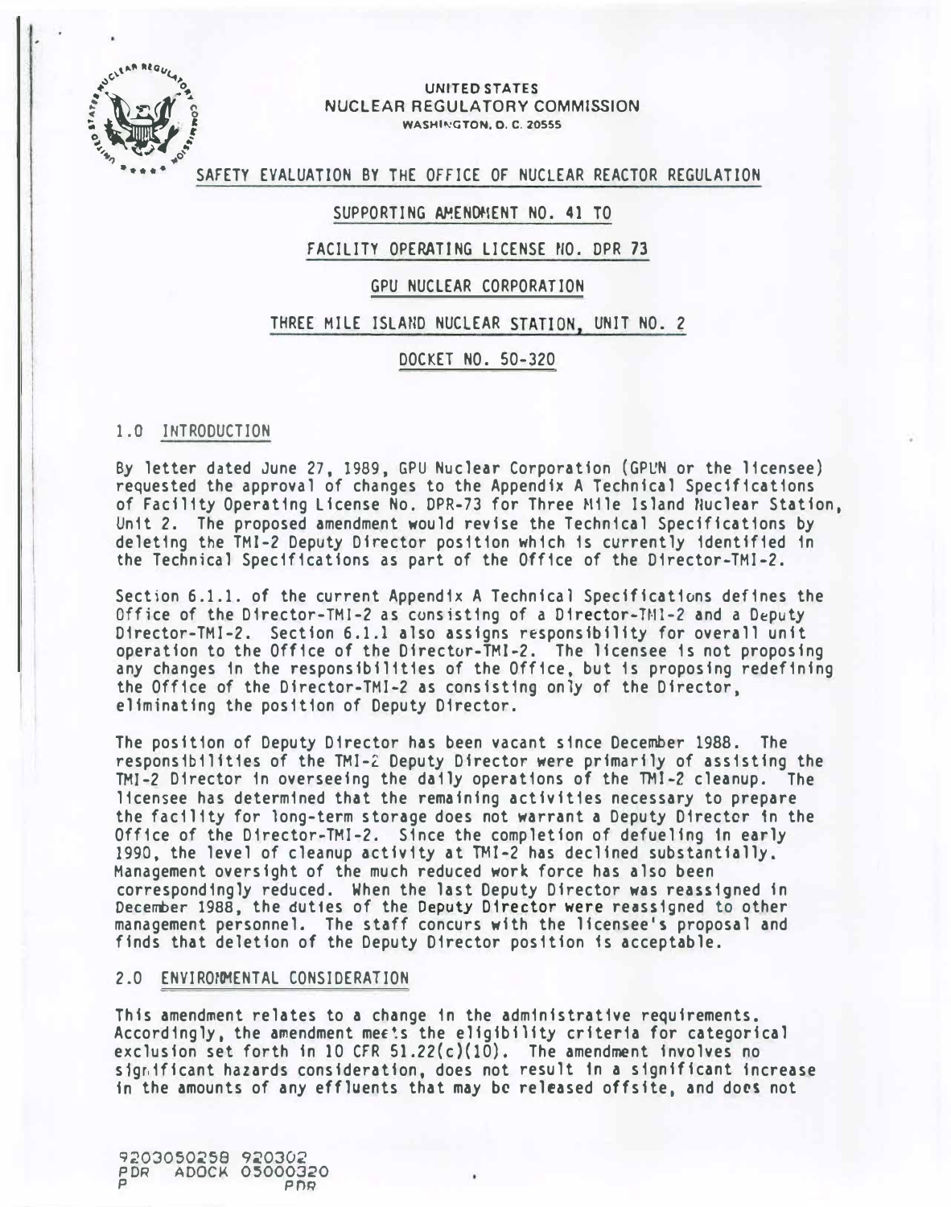UNITED STATES
NUCLEAR REGULATORY COMMISSION
WASHINGTON, D. C. 20555

## SAFETY EVALUATION BY THE OFFICE OF NUCLEAR REACTOR REGULATION

SUPPORTING AMENDMENT NO. 41 TO

FACILITY OPERATING LICENSE NO. DPR 73

GPU NUCLEAR CORPORATION

THREE MILE ISLAND NUCLEAR STATION, UNIT NO. 2

DOCKET NO. 50-320

### 1.0 INTRODUCTION

By letter dated June 27, 1989, GPU Nuclear Corporation (GPUN or the licensee) requested the approval of changes to the Appendix A Technical Specifications of Facility Operating License No. DPR-73 for Three Mile Island Nuclear Station, Unit 2. The proposed amendment would revise the Technical Specifications by deleting the TMI-2 Deputy Director position which is currently identified in the Technical Specifications as part of the Office of the Director-TMI-2.

Section 6.1.1. of the current Appendix A Technical Specifications defines the Office of the Director-TMI-2 as consisting of a Director-TMI-2 and a Deputy Director-TMI-2. Section 6.1.1 also assigns responsibility for overall unit operation to the Office of the Director-TMI-2. The licensee is not proposing any changes in the responsibilities of the Office, but is proposing redefining the Office of the Director-TMI-2 as consisting only of the Director, eliminating the position of Deputy Director.

The position of Deputy Director has been vacant since December 1988. The responsibilities of the TMI-2 Deputy Director were primarily of assisting the TMI-2 Director in overseeing the daily operations of the TMI-2 cleanup. The licensee has determined that the remaining activities necessary to prepare the facility for long-term storage does not warrant a Deputy Director in the Office of the Director-TMI-2. Since the completion of defueling in early 1990, the level of cleanup activity at TMI-2 has declined substantially. Management oversight of the much reduced work force has also been correspondingly reduced. When the last Deputy Director was reassigned in December 1988, the duties of the Deputy Director were reassigned to other management personnel. The staff concurs with the licensee's proposal and finds that deletion of the Deputy Director position is acceptable.

### 2.0 ENVIRONMENTAL CONSIDERATION

This amendment relates to a change in the administrative requirements. Accordingly, the amendment meets the eligibility criteria for categorical exclusion set forth in 10 CFR 51.22(c)(10). The amendment involves no significant hazards consideration, does not result in a significant increase in the amounts of any effluents that may be released offsite, and does not

9203050258 920302
PDR ADOCK 05000320
P PDR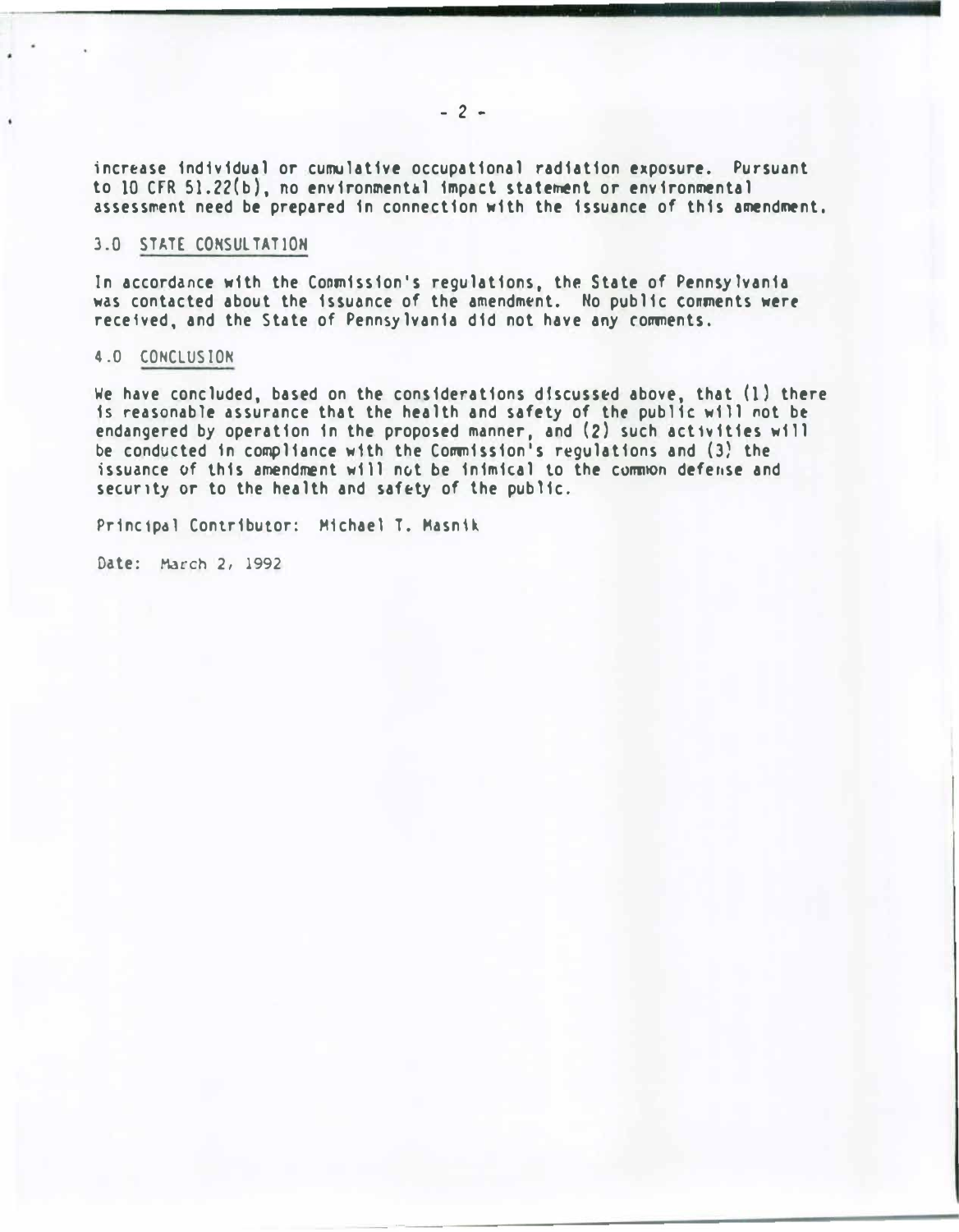increase individual or cumulative occupational radiation exposure. Pursuant to 10 CFR 51.22(b), no environmental impact statement or environmental assessment need be prepared in connection with the issuance of this amendment.

## 3.0 STATE CONSULTATION

In accordance with the Commission's regulations, the State of Pennsylvania was contacted about the issuance of the amendment. No public comments were received, and the State of Pennsylvania did not have any comments.

## 4.0 CONCLUSION

We have concluded, based on the considerations discussed above, that (1) there is reasonable assurance that the health and safety of the public will not be endangered by operation in the proposed manner, and (2) such activities will be conducted in compliance with the Commission's regulations and (3) the issuance of this amendment will not be inimical to the common defense and security or to the health and safety of the public.

Principal Contributor: Michael T. Masnik

Date: March 2, 1992